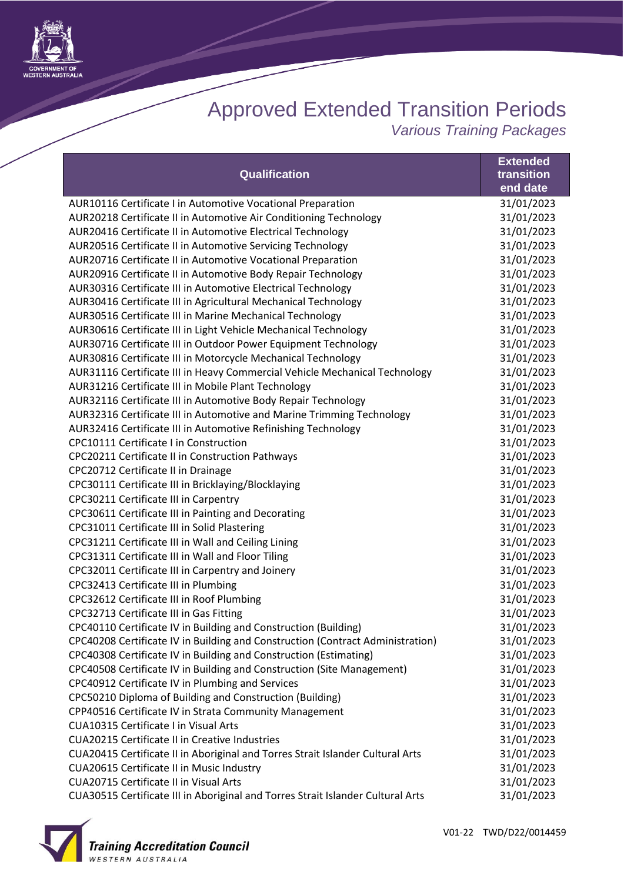# Approved Extended Transition Periods

*Various Training Packages*

| Qualification | Extended transition end date |
|---|---|
| AUR10116 Certificate I in Automotive Vocational Preparation | 31/01/2023 |
| AUR20218 Certificate II in Automotive Air Conditioning Technology | 31/01/2023 |
| AUR20416 Certificate II in Automotive Electrical Technology | 31/01/2023 |
| AUR20516 Certificate II in Automotive Servicing Technology | 31/01/2023 |
| AUR20716 Certificate II in Automotive Vocational Preparation | 31/01/2023 |
| AUR20916 Certificate II in Automotive Body Repair Technology | 31/01/2023 |
| AUR30316 Certificate III in Automotive Electrical Technology | 31/01/2023 |
| AUR30416 Certificate III in Agricultural Mechanical Technology | 31/01/2023 |
| AUR30516 Certificate III in Marine Mechanical Technology | 31/01/2023 |
| AUR30616 Certificate III in Light Vehicle Mechanical Technology | 31/01/2023 |
| AUR30716 Certificate III in Outdoor Power Equipment Technology | 31/01/2023 |
| AUR30816 Certificate III in Motorcycle Mechanical Technology | 31/01/2023 |
| AUR31116 Certificate III in Heavy Commercial Vehicle Mechanical Technology | 31/01/2023 |
| AUR31216 Certificate III in Mobile Plant Technology | 31/01/2023 |
| AUR32116 Certificate III in Automotive Body Repair Technology | 31/01/2023 |
| AUR32316 Certificate III in Automotive and Marine Trimming Technology | 31/01/2023 |
| AUR32416 Certificate III in Automotive Refinishing Technology | 31/01/2023 |
| CPC10111 Certificate I in Construction | 31/01/2023 |
| CPC20211 Certificate II in Construction Pathways | 31/01/2023 |
| CPC20712 Certificate II in Drainage | 31/01/2023 |
| CPC30111 Certificate III in Bricklaying/Blocklaying | 31/01/2023 |
| CPC30211 Certificate III in Carpentry | 31/01/2023 |
| CPC30611 Certificate III in Painting and Decorating | 31/01/2023 |
| CPC31011 Certificate III in Solid Plastering | 31/01/2023 |
| CPC31211 Certificate III in Wall and Ceiling Lining | 31/01/2023 |
| CPC31311 Certificate III in Wall and Floor Tiling | 31/01/2023 |
| CPC32011 Certificate III in Carpentry and Joinery | 31/01/2023 |
| CPC32413 Certificate III in Plumbing | 31/01/2023 |
| CPC32612 Certificate III in Roof Plumbing | 31/01/2023 |
| CPC32713 Certificate III in Gas Fitting | 31/01/2023 |
| CPC40110 Certificate IV in Building and Construction (Building) | 31/01/2023 |
| CPC40208 Certificate IV in Building and Construction (Contract Administration) | 31/01/2023 |
| CPC40308 Certificate IV in Building and Construction (Estimating) | 31/01/2023 |
| CPC40508 Certificate IV in Building and Construction (Site Management) | 31/01/2023 |
| CPC40912 Certificate IV in Plumbing and Services | 31/01/2023 |
| CPC50210 Diploma of Building and Construction (Building) | 31/01/2023 |
| CPP40516 Certificate IV in Strata Community Management | 31/01/2023 |
| CUA10315 Certificate I in Visual Arts | 31/01/2023 |
| CUA20215 Certificate II in Creative Industries | 31/01/2023 |
| CUA20415 Certificate II in Aboriginal and Torres Strait Islander Cultural Arts | 31/01/2023 |
| CUA20615 Certificate II in Music Industry | 31/01/2023 |
| CUA20715 Certificate II in Visual Arts | 31/01/2023 |
| CUA30515 Certificate III in Aboriginal and Torres Strait Islander Cultural Arts | 31/01/2023 |

V01-22 TWD/D22/0014459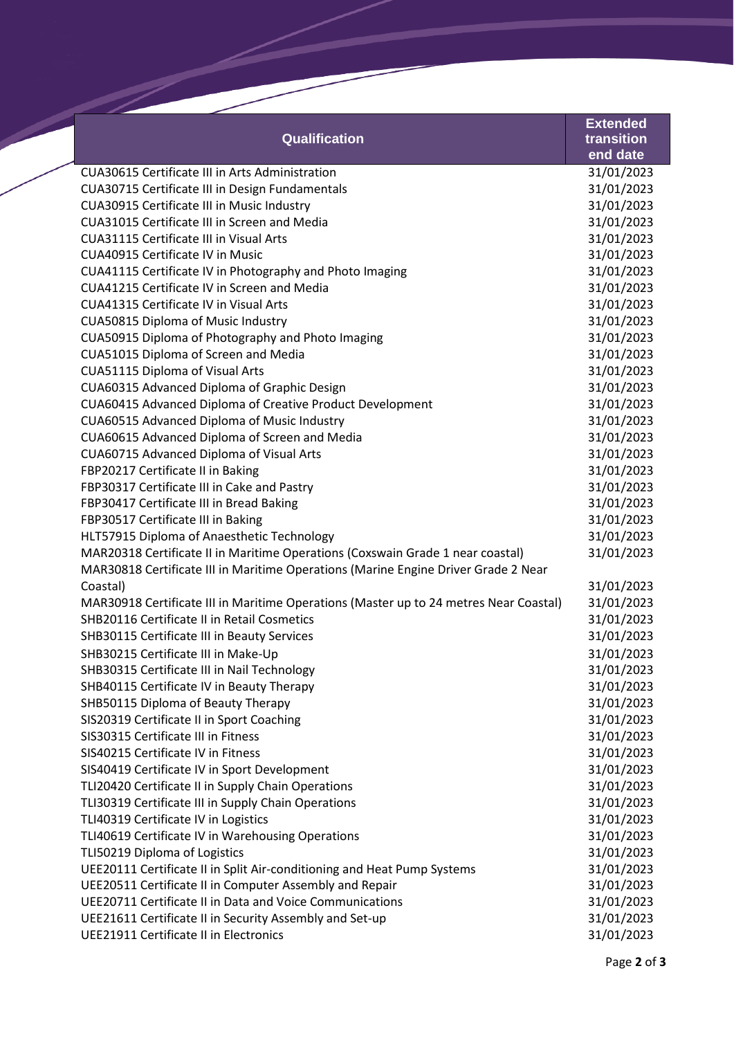| Qualification | Extended transition end date |
| --- | --- |
| CUA30615 Certificate III in Arts Administration | 31/01/2023 |
| CUA30715 Certificate III in Design Fundamentals | 31/01/2023 |
| CUA30915 Certificate III in Music Industry | 31/01/2023 |
| CUA31015 Certificate III in Screen and Media | 31/01/2023 |
| CUA31115 Certificate III in Visual Arts | 31/01/2023 |
| CUA40915 Certificate IV in Music | 31/01/2023 |
| CUA41115 Certificate IV in Photography and Photo Imaging | 31/01/2023 |
| CUA41215 Certificate IV in Screen and Media | 31/01/2023 |
| CUA41315 Certificate IV in Visual Arts | 31/01/2023 |
| CUA50815 Diploma of Music Industry | 31/01/2023 |
| CUA50915 Diploma of Photography and Photo Imaging | 31/01/2023 |
| CUA51015 Diploma of Screen and Media | 31/01/2023 |
| CUA51115 Diploma of Visual Arts | 31/01/2023 |
| CUA60315 Advanced Diploma of Graphic Design | 31/01/2023 |
| CUA60415 Advanced Diploma of Creative Product Development | 31/01/2023 |
| CUA60515 Advanced Diploma of Music Industry | 31/01/2023 |
| CUA60615 Advanced Diploma of Screen and Media | 31/01/2023 |
| CUA60715 Advanced Diploma of Visual Arts | 31/01/2023 |
| FBP20217 Certificate II in Baking | 31/01/2023 |
| FBP30317 Certificate III in Cake and Pastry | 31/01/2023 |
| FBP30417 Certificate III in Bread Baking | 31/01/2023 |
| FBP30517 Certificate III in Baking | 31/01/2023 |
| HLT57915 Diploma of Anaesthetic Technology | 31/01/2023 |
| MAR20318 Certificate II in Maritime Operations (Coxswain Grade 1 near coastal) | 31/01/2023 |
| MAR30818 Certificate III in Maritime Operations (Marine Engine Driver Grade 2 Near Coastal) | 31/01/2023 |
| MAR30918 Certificate III in Maritime Operations (Master up to 24 metres Near Coastal) | 31/01/2023 |
| SHB20116 Certificate II in Retail Cosmetics | 31/01/2023 |
| SHB30115 Certificate III in Beauty Services | 31/01/2023 |
| SHB30215 Certificate III in Make-Up | 31/01/2023 |
| SHB30315 Certificate III in Nail Technology | 31/01/2023 |
| SHB40115 Certificate IV in Beauty Therapy | 31/01/2023 |
| SHB50115 Diploma of Beauty Therapy | 31/01/2023 |
| SIS20319 Certificate II in Sport Coaching | 31/01/2023 |
| SIS30315 Certificate III in Fitness | 31/01/2023 |
| SIS40215 Certificate IV in Fitness | 31/01/2023 |
| SIS40419 Certificate IV in Sport Development | 31/01/2023 |
| TLI20420 Certificate II in Supply Chain Operations | 31/01/2023 |
| TLI30319 Certificate III in Supply Chain Operations | 31/01/2023 |
| TLI40319 Certificate IV in Logistics | 31/01/2023 |
| TLI40619 Certificate IV in Warehousing Operations | 31/01/2023 |
| TLI50219 Diploma of Logistics | 31/01/2023 |
| UEE20111 Certificate II in Split Air-conditioning and Heat Pump Systems | 31/01/2023 |
| UEE20511 Certificate II in Computer Assembly and Repair | 31/01/2023 |
| UEE20711 Certificate II in Data and Voice Communications | 31/01/2023 |
| UEE21611 Certificate II in Security Assembly and Set-up | 31/01/2023 |
| UEE21911 Certificate II in Electronics | 31/01/2023 |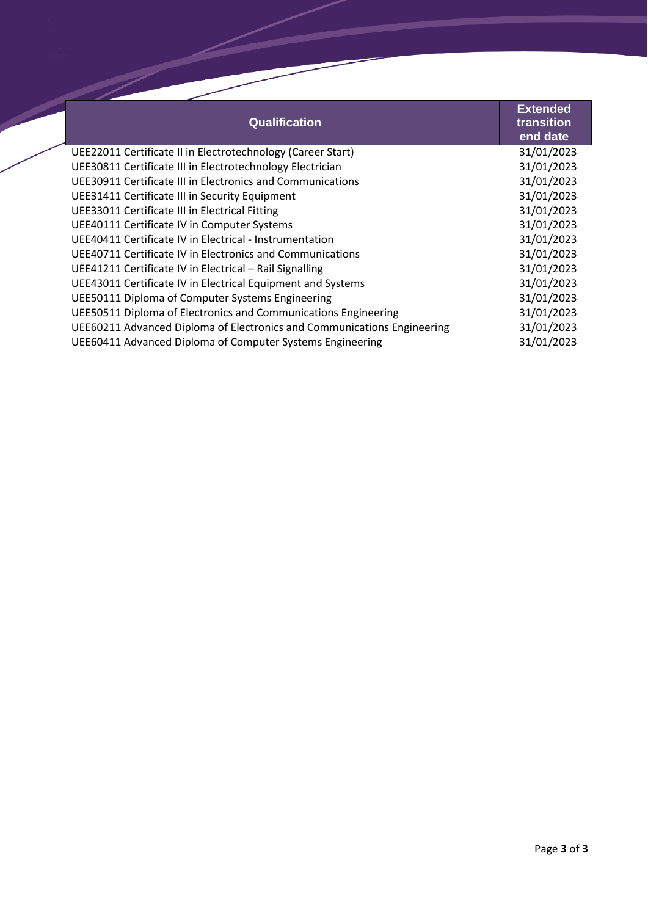| Qualification | Extended transition end date |
| --- | --- |
| UEE22011 Certificate II in Electrotechnology (Career Start) | 31/01/2023 |
| UEE30811 Certificate III in Electrotechnology Electrician | 31/01/2023 |
| UEE30911 Certificate III in Electronics and Communications | 31/01/2023 |
| UEE31411 Certificate III in Security Equipment | 31/01/2023 |
| UEE33011 Certificate III in Electrical Fitting | 31/01/2023 |
| UEE40111 Certificate IV in Computer Systems | 31/01/2023 |
| UEE40411 Certificate IV in Electrical - Instrumentation | 31/01/2023 |
| UEE40711 Certificate IV in Electronics and Communications | 31/01/2023 |
| UEE41211 Certificate IV in Electrical – Rail Signalling | 31/01/2023 |
| UEE43011 Certificate IV in Electrical Equipment and Systems | 31/01/2023 |
| UEE50111 Diploma of Computer Systems Engineering | 31/01/2023 |
| UEE50511 Diploma of Electronics and Communications Engineering | 31/01/2023 |
| UEE60211 Advanced Diploma of Electronics and Communications Engineering | 31/01/2023 |
| UEE60411 Advanced Diploma of Computer Systems Engineering | 31/01/2023 |